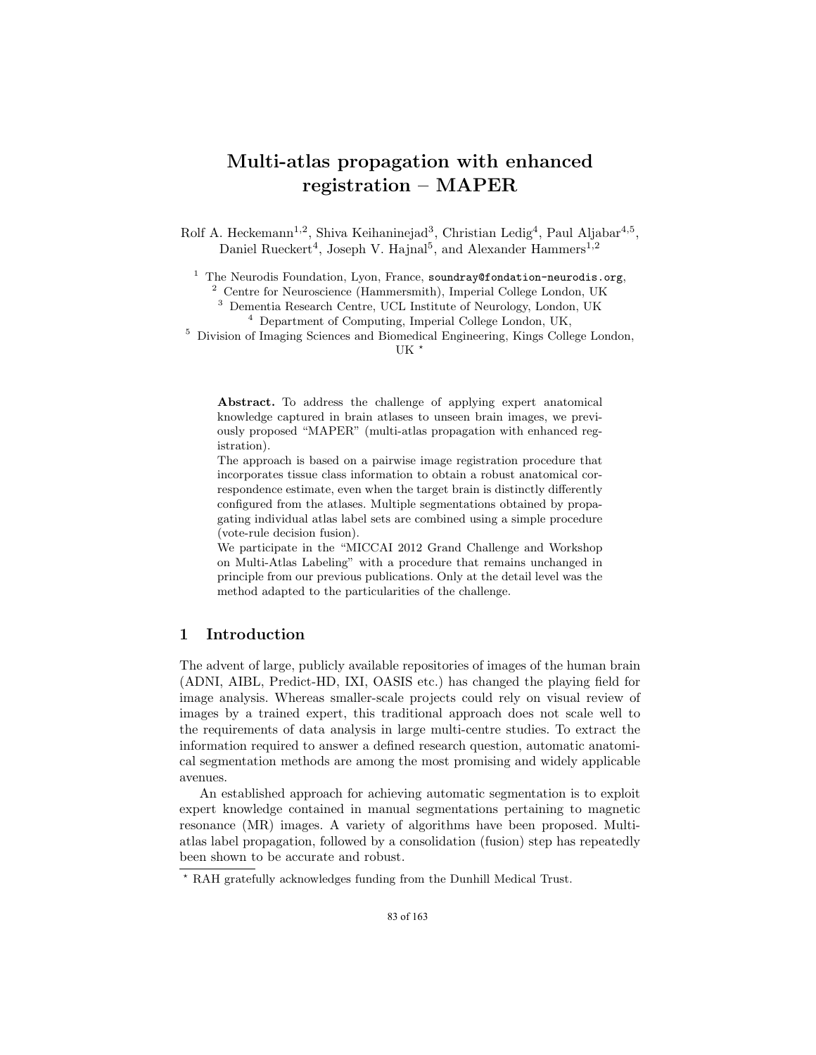# Multi-atlas propagation with enhanced registration – MAPER

Rolf A. Heckemann[1,2], Shiva Keihaninejad[3], Christian Ledig[4], Paul Aljabar[4,5], Daniel Rueckert[4], Joseph V. Hajnal[5], and Alexander Hammers[1,2]

[1] The Neurodis Foundation, Lyon, France, soundray@fondation-neurodis.org,
[2] Centre for Neuroscience (Hammersmith), Imperial College London, UK
[3] Dementia Research Centre, UCL Institute of Neurology, London, UK
[4] Department of Computing, Imperial College London, UK,
[5] Division of Imaging Sciences and Biomedical Engineering, Kings College London, UK *

**Abstract.** To address the challenge of applying expert anatomical knowledge captured in brain atlases to unseen brain images, we previously proposed "MAPER" (multi-atlas propagation with enhanced registration).

The approach is based on a pairwise image registration procedure that incorporates tissue class information to obtain a robust anatomical correspondence estimate, even when the target brain is distinctly differently configured from the atlases. Multiple segmentations obtained by propagating individual atlas label sets are combined using a simple procedure (vote-rule decision fusion).

We participate in the "MICCAI 2012 Grand Challenge and Workshop on Multi-Atlas Labeling" with a procedure that remains unchanged in principle from our previous publications. Only at the detail level was the method adapted to the particularities of the challenge.

## 1 Introduction

The advent of large, publicly available repositories of images of the human brain (ADNI, AIBL, Predict-HD, IXI, OASIS etc.) has changed the playing field for image analysis. Whereas smaller-scale projects could rely on visual review of images by a trained expert, this traditional approach does not scale well to the requirements of data analysis in large multi-centre studies. To extract the information required to answer a defined research question, automatic anatomical segmentation methods are among the most promising and widely applicable avenues.

An established approach for achieving automatic segmentation is to exploit expert knowledge contained in manual segmentations pertaining to magnetic resonance (MR) images. A variety of algorithms have been proposed. Multi-atlas label propagation, followed by a consolidation (fusion) step has repeatedly been shown to be accurate and robust.

* RAH gratefully acknowledges funding from the Dunhill Medical Trust.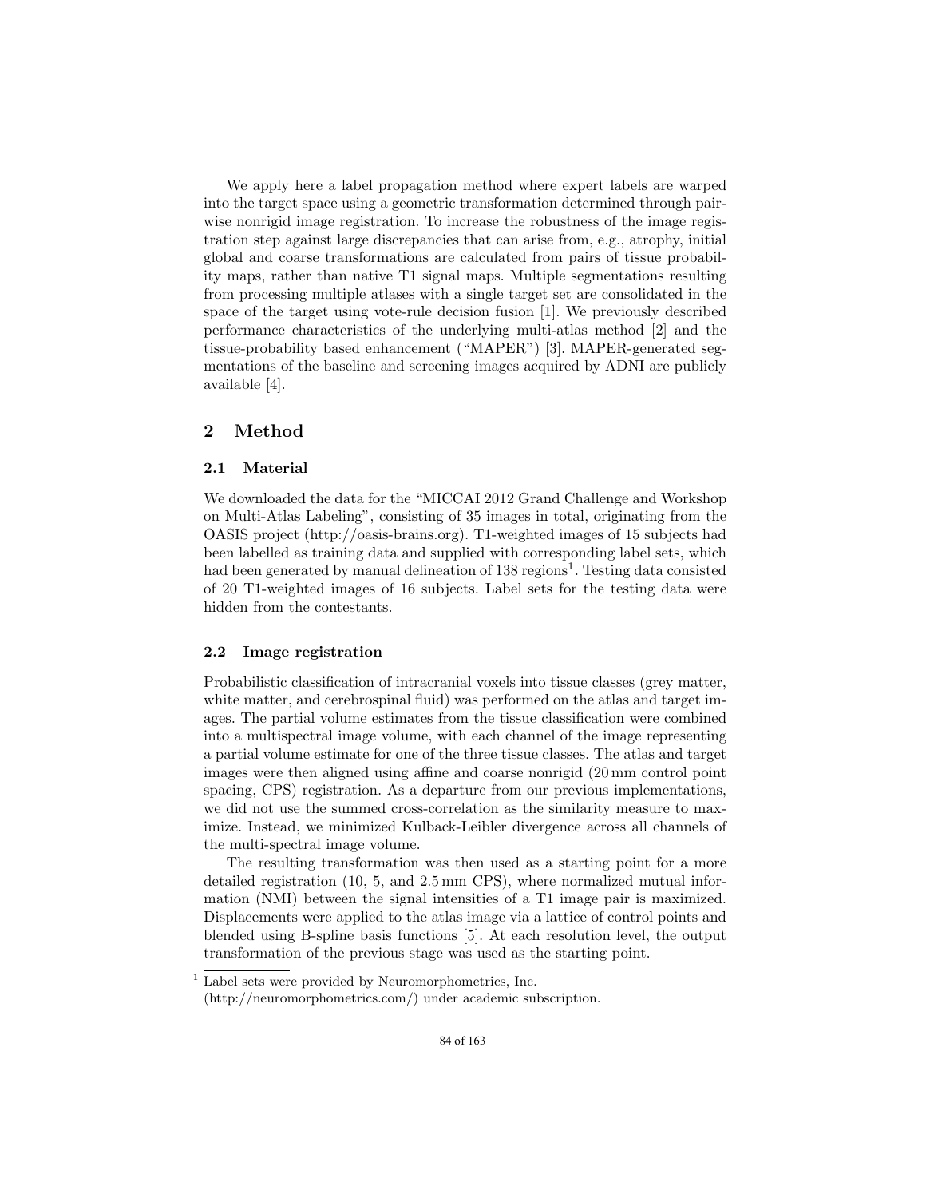We apply here a label propagation method where expert labels are warped into the target space using a geometric transformation determined through pairwise nonrigid image registration. To increase the robustness of the image registration step against large discrepancies that can arise from, e.g., atrophy, initial global and coarse transformations are calculated from pairs of tissue probability maps, rather than native T1 signal maps. Multiple segmentations resulting from processing multiple atlases with a single target set are consolidated in the space of the target using vote-rule decision fusion [1]. We previously described performance characteristics of the underlying multi-atlas method [2] and the tissue-probability based enhancement ("MAPER") [3]. MAPER-generated segmentations of the baseline and screening images acquired by ADNI are publicly available [4].

## 2 Method

### 2.1 Material

We downloaded the data for the "MICCAI 2012 Grand Challenge and Workshop on Multi-Atlas Labeling", consisting of 35 images in total, originating from the OASIS project (http://oasis-brains.org). T1-weighted images of 15 subjects had been labelled as training data and supplied with corresponding label sets, which had been generated by manual delineation of 138 regions[1]. Testing data consisted of 20 T1-weighted images of 16 subjects. Label sets for the testing data were hidden from the contestants.

### 2.2 Image registration

Probabilistic classification of intracranial voxels into tissue classes (grey matter, white matter, and cerebrospinal fluid) was performed on the atlas and target images. The partial volume estimates from the tissue classification were combined into a multispectral image volume, with each channel of the image representing a partial volume estimate for one of the three tissue classes. The atlas and target images were then aligned using affine and coarse nonrigid (20 mm control point spacing, CPS) registration. As a departure from our previous implementations, we did not use the summed cross-correlation as the similarity measure to maximize. Instead, we minimized Kulback-Leibler divergence across all channels of the multi-spectral image volume.

The resulting transformation was then used as a starting point for a more detailed registration (10, 5, and 2.5 mm CPS), where normalized mutual information (NMI) between the signal intensities of a T1 image pair is maximized. Displacements were applied to the atlas image via a lattice of control points and blended using B-spline basis functions [5]. At each resolution level, the output transformation of the previous stage was used as the starting point.

[1] Label sets were provided by Neuromorphometrics, Inc. (http://neuromorphometrics.com/) under academic subscription.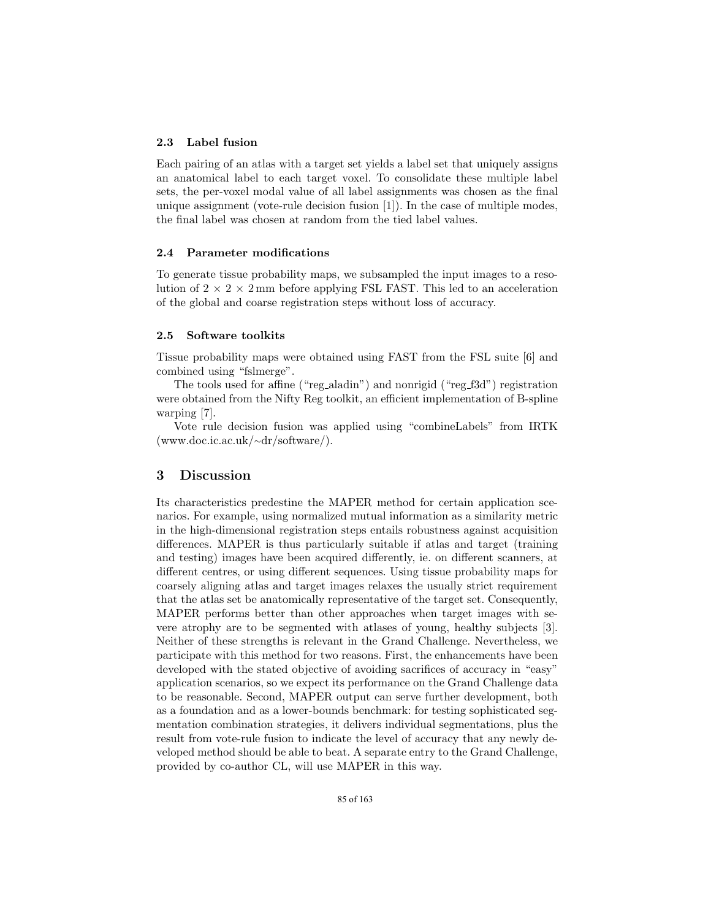### 2.3 Label fusion

Each pairing of an atlas with a target set yields a label set that uniquely assigns an anatomical label to each target voxel. To consolidate these multiple label sets, the per-voxel modal value of all label assignments was chosen as the final unique assignment (vote-rule decision fusion [1]). In the case of multiple modes, the final label was chosen at random from the tied label values.

### 2.4 Parameter modifications

To generate tissue probability maps, we subsampled the input images to a resolution of $2 \times 2 \times 2$ mm before applying FSL FAST. This led to an acceleration of the global and coarse registration steps without loss of accuracy.

### 2.5 Software toolkits

Tissue probability maps were obtained using FAST from the FSL suite [6] and combined using "fslmerge".

The tools used for affine ("reg_aladin") and nonrigid ("reg_f3d") registration were obtained from the Nifty Reg toolkit, an efficient implementation of B-spline warping [7].

Vote rule decision fusion was applied using "combineLabels" from IRTK (www.doc.ic.ac.uk/~dr/software/).

## 3 Discussion

Its characteristics predestine the MAPER method for certain application scenarios. For example, using normalized mutual information as a similarity metric in the high-dimensional registration steps entails robustness against acquisition differences. MAPER is thus particularly suitable if atlas and target (training and testing) images have been acquired differently, ie. on different scanners, at different centres, or using different sequences. Using tissue probability maps for coarsely aligning atlas and target images relaxes the usually strict requirement that the atlas set be anatomically representative of the target set. Consequently, MAPER performs better than other approaches when target images with severe atrophy are to be segmented with atlases of young, healthy subjects [3]. Neither of these strengths is relevant in the Grand Challenge. Nevertheless, we participate with this method for two reasons. First, the enhancements have been developed with the stated objective of avoiding sacrifices of accuracy in "easy" application scenarios, so we expect its performance on the Grand Challenge data to be reasonable. Second, MAPER output can serve further development, both as a foundation and as a lower-bounds benchmark: for testing sophisticated segmentation combination strategies, it delivers individual segmentations, plus the result from vote-rule fusion to indicate the level of accuracy that any newly developed method should be able to beat. A separate entry to the Grand Challenge, provided by co-author CL, will use MAPER in this way.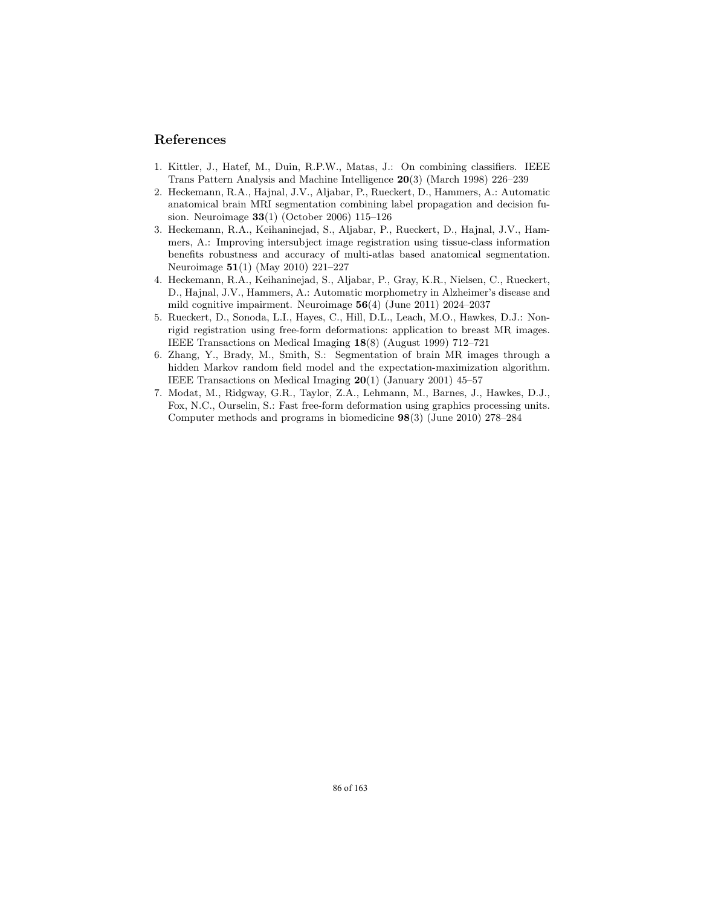## References

1. Kittler, J., Hatef, M., Duin, R.P.W., Matas, J.: On combining classifiers. IEEE Trans Pattern Analysis and Machine Intelligence **20**(3) (March 1998) 226–239
2. Heckemann, R.A., Hajnal, J.V., Aljabar, P., Rueckert, D., Hammers, A.: Automatic anatomical brain MRI segmentation combining label propagation and decision fusion. Neuroimage **33**(1) (October 2006) 115–126
3. Heckemann, R.A., Keihaninejad, S., Aljabar, P., Rueckert, D., Hajnal, J.V., Hammers, A.: Improving intersubject image registration using tissue-class information benefits robustness and accuracy of multi-atlas based anatomical segmentation. Neuroimage **51**(1) (May 2010) 221–227
4. Heckemann, R.A., Keihaninejad, S., Aljabar, P., Gray, K.R., Nielsen, C., Rueckert, D., Hajnal, J.V., Hammers, A.: Automatic morphometry in Alzheimer's disease and mild cognitive impairment. Neuroimage **56**(4) (June 2011) 2024–2037
5. Rueckert, D., Sonoda, L.I., Hayes, C., Hill, D.L., Leach, M.O., Hawkes, D.J.: Nonrigid registration using free-form deformations: application to breast MR images. IEEE Transactions on Medical Imaging **18**(8) (August 1999) 712–721
6. Zhang, Y., Brady, M., Smith, S.: Segmentation of brain MR images through a hidden Markov random field model and the expectation-maximization algorithm. IEEE Transactions on Medical Imaging **20**(1) (January 2001) 45–57
7. Modat, M., Ridgway, G.R., Taylor, Z.A., Lehmann, M., Barnes, J., Hawkes, D.J., Fox, N.C., Ourselin, S.: Fast free-form deformation using graphics processing units. Computer methods and programs in biomedicine **98**(3) (June 2010) 278–284